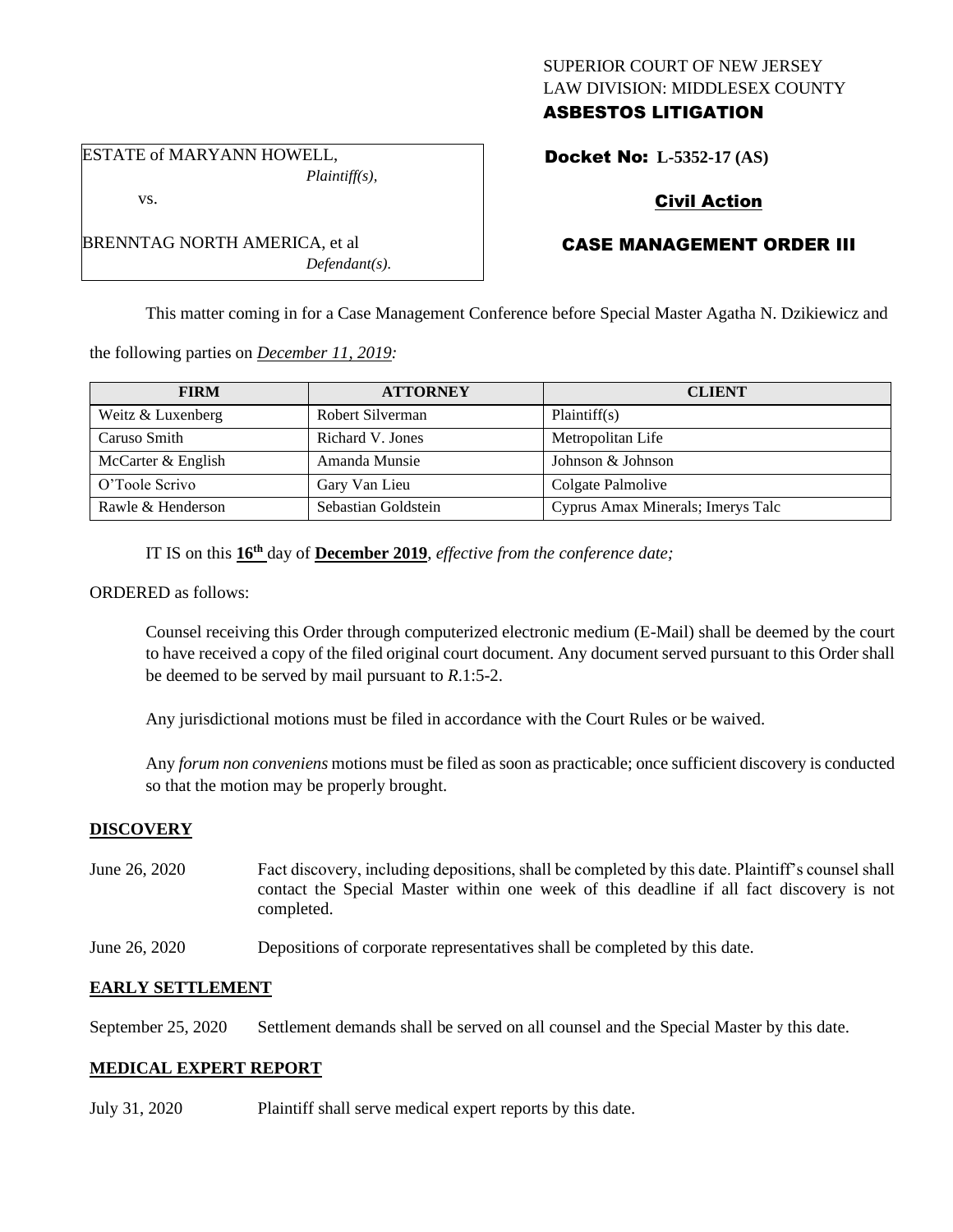SUPERIOR COURT OF NEW JERSEY
LAW DIVISION: MIDDLESEX COUNTY
**ASBESTOS LITIGATION**

ESTATE of MARYANN HOWELL,
*Plaintiff(s),*

vs.

BRENNTAG NORTH AMERICA, et al
*Defendant(s).*

**Docket No: L-5352-17 (AS)**

**Civil Action**

**CASE MANAGEMENT ORDER III**

This matter coming in for a Case Management Conference before Special Master Agatha N. Dzikiewicz and the following parties on *December 11, 2019:*

| FIRM | ATTORNEY | CLIENT |
|---|---|---|
| Weitz & Luxenberg | Robert Silverman | Plaintiff(s) |
| Caruso Smith | Richard V. Jones | Metropolitan Life |
| McCarter & English | Amanda Munsie | Johnson & Johnson |
| O'Toole Scrivo | Gary Van Lieu | Colgate Palmolive |
| Rawle & Henderson | Sebastian Goldstein | Cyprus Amax Minerals; Imerys Talc |

IT IS on this **16th** day of **December 2019**, *effective from the conference date;*

ORDERED as follows:

Counsel receiving this Order through computerized electronic medium (E-Mail) shall be deemed by the court to have received a copy of the filed original court document. Any document served pursuant to this Order shall be deemed to be served by mail pursuant to *R*.1:5-2.

Any jurisdictional motions must be filed in accordance with the Court Rules or be waived.

Any *forum non conveniens* motions must be filed as soon as practicable; once sufficient discovery is conducted so that the motion may be properly brought.

## DISCOVERY

June 26, 2020 — Fact discovery, including depositions, shall be completed by this date. Plaintiff's counsel shall contact the Special Master within one week of this deadline if all fact discovery is not completed.

June 26, 2020 — Depositions of corporate representatives shall be completed by this date.

## EARLY SETTLEMENT

September 25, 2020 — Settlement demands shall be served on all counsel and the Special Master by this date.

## MEDICAL EXPERT REPORT

July 31, 2020 — Plaintiff shall serve medical expert reports by this date.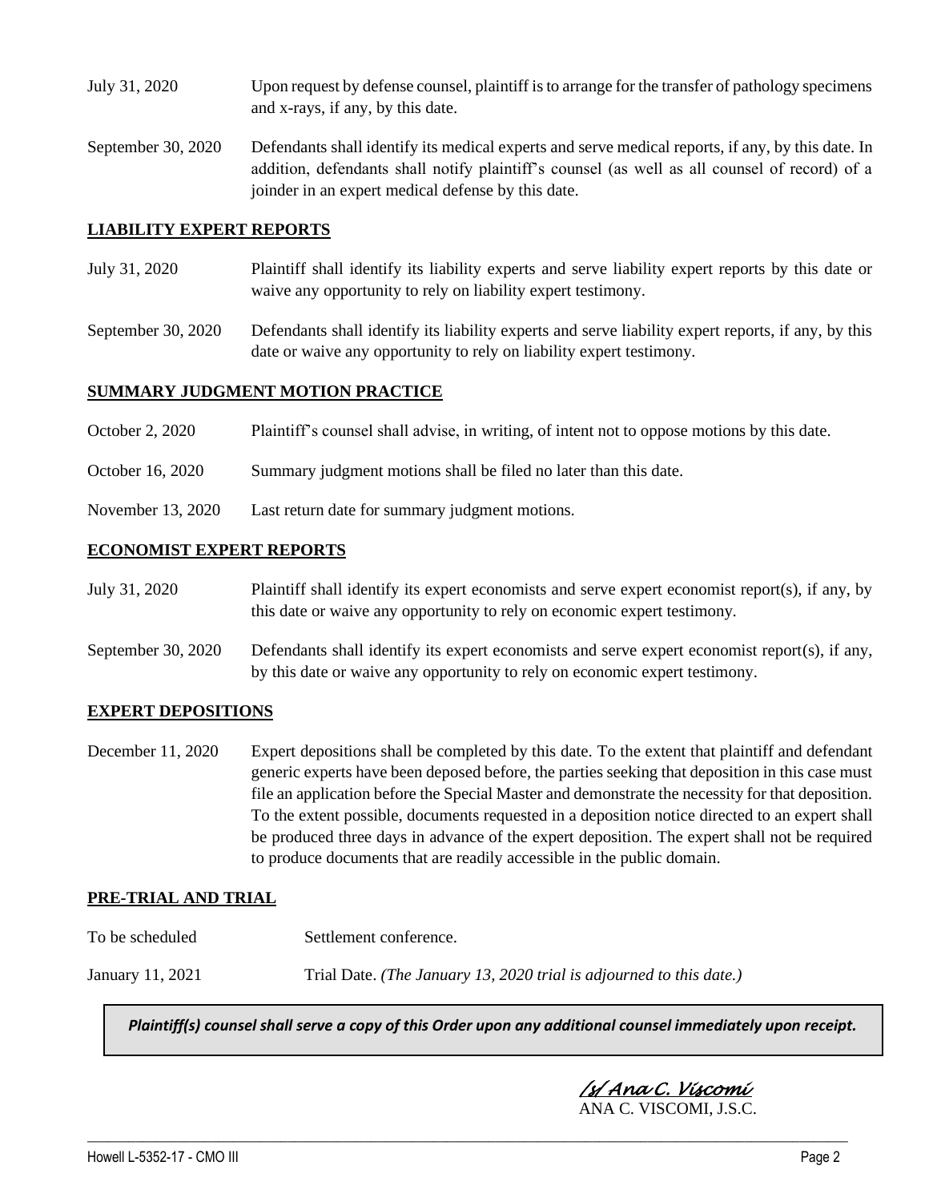| | |
|---|---|
| July 31, 2020 | Upon request by defense counsel, plaintiff is to arrange for the transfer of pathology specimens and x-rays, if any, by this date. |
| September 30, 2020 | Defendants shall identify its medical experts and serve medical reports, if any, by this date. In addition, defendants shall notify plaintiff's counsel (as well as all counsel of record) of a joinder in an expert medical defense by this date. |

## **LIABILITY EXPERT REPORTS**

| | |
|---|---|
| July 31, 2020 | Plaintiff shall identify its liability experts and serve liability expert reports by this date or waive any opportunity to rely on liability expert testimony. |
| September 30, 2020 | Defendants shall identify its liability experts and serve liability expert reports, if any, by this date or waive any opportunity to rely on liability expert testimony. |

## **SUMMARY JUDGMENT MOTION PRACTICE**

| | |
|---|---|
| October 2, 2020 | Plaintiff's counsel shall advise, in writing, of intent not to oppose motions by this date. |
| October 16, 2020 | Summary judgment motions shall be filed no later than this date. |
| November 13, 2020 | Last return date for summary judgment motions. |

## **ECONOMIST EXPERT REPORTS**

| | |
|---|---|
| July 31, 2020 | Plaintiff shall identify its expert economists and serve expert economist report(s), if any, by this date or waive any opportunity to rely on economic expert testimony. |
| September 30, 2020 | Defendants shall identify its expert economists and serve expert economist report(s), if any, by this date or waive any opportunity to rely on economic expert testimony. |

## **EXPERT DEPOSITIONS**

| | |
|---|---|
| December 11, 2020 | Expert depositions shall be completed by this date. To the extent that plaintiff and defendant generic experts have been deposed before, the parties seeking that deposition in this case must file an application before the Special Master and demonstrate the necessity for that deposition. To the extent possible, documents requested in a deposition notice directed to an expert shall be produced three days in advance of the expert deposition. The expert shall not be required to produce documents that are readily accessible in the public domain. |

## **PRE-TRIAL AND TRIAL**

| | |
|---|---|
| To be scheduled | Settlement conference. |
| January 11, 2021 | Trial Date. *(The January 13, 2020 trial is adjourned to this date.)* |

***Plaintiff(s) counsel shall serve a copy of this Order upon any additional counsel immediately upon receipt.***

*/s/ Ana C. Viscomi*
ANA C. VISCOMI, J.S.C.